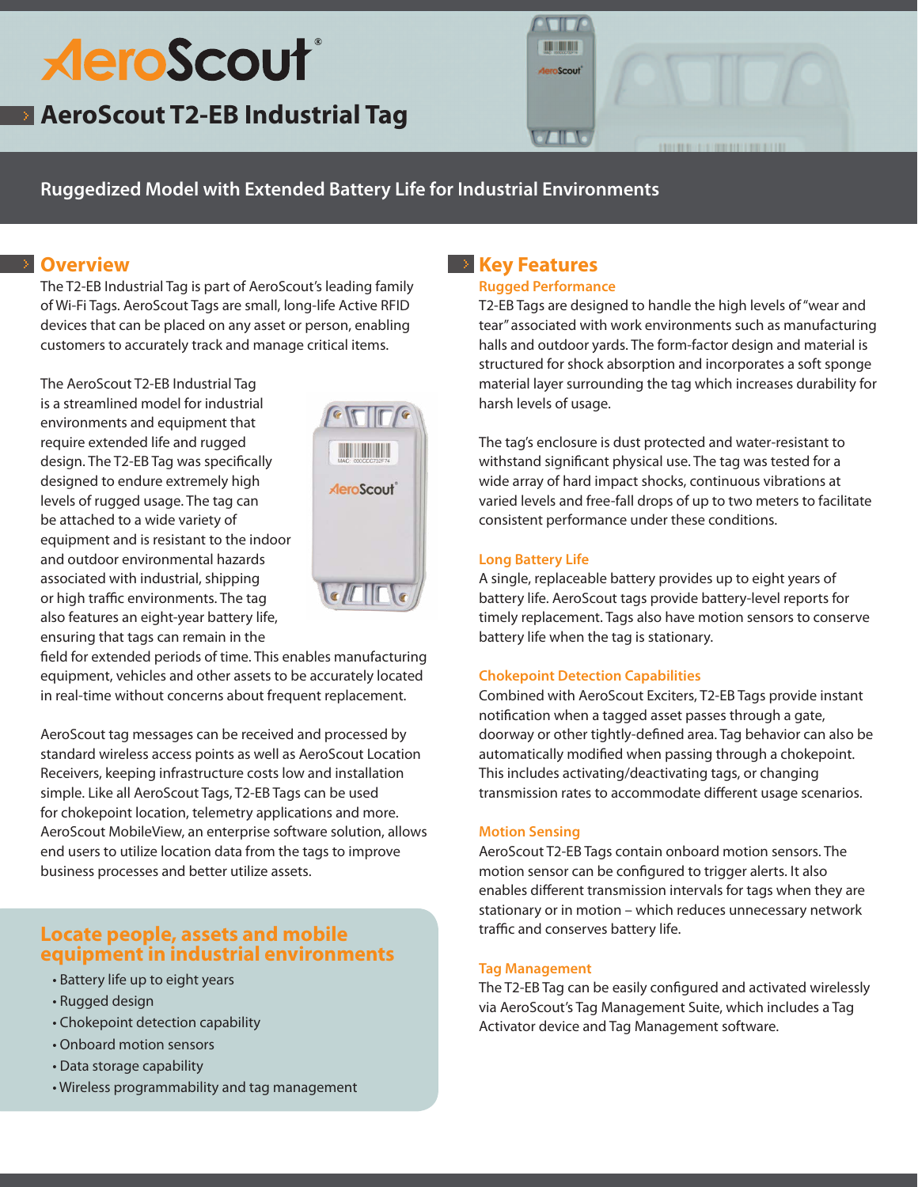# AeroScout®

## AeroScout T2-EB Industrial Tag

**Ruggedized Model with Extended Battery Life for Industrial Environments**

## Overview

The T2-EB Industrial Tag is part of AeroScout's leading family of Wi-Fi Tags. AeroScout Tags are small, long-life Active RFID devices that can be placed on any asset or person, enabling customers to accurately track and manage critical items.

The AeroScout T2-EB Industrial Tag is a streamlined model for industrial environments and equipment that require extended life and rugged design. The T2-EB Tag was specifically designed to endure extremely high levels of rugged usage. The tag can be attached to a wide variety of equipment and is resistant to the indoor and outdoor environmental hazards associated with industrial, shipping or high traffic environments. The tag also features an eight-year battery life, ensuring that tags can remain in the field for extended periods of time. This enables manufacturing equipment, vehicles and other assets to be accurately located in real-time without concerns about frequent replacement.

AeroScout tag messages can be received and processed by standard wireless access points as well as AeroScout Location Receivers, keeping infrastructure costs low and installation simple. Like all AeroScout Tags, T2-EB Tags can be used for chokepoint location, telemetry applications and more. AeroScout MobileView, an enterprise software solution, allows end users to utilize location data from the tags to improve business processes and better utilize assets.

### Locate people, assets and mobile equipment in industrial environments

- Battery life up to eight years
- Rugged design
- Chokepoint detection capability
- Onboard motion sensors
- Data storage capability
- Wireless programmability and tag management

## Key Features

### Rugged Performance

T2-EB Tags are designed to handle the high levels of "wear and tear" associated with work environments such as manufacturing halls and outdoor yards. The form-factor design and material is structured for shock absorption and incorporates a soft sponge material layer surrounding the tag which increases durability for harsh levels of usage.

The tag's enclosure is dust protected and water-resistant to withstand significant physical use. The tag was tested for a wide array of hard impact shocks, continuous vibrations at varied levels and free-fall drops of up to two meters to facilitate consistent performance under these conditions.

### Long Battery Life

A single, replaceable battery provides up to eight years of battery life. AeroScout tags provide battery-level reports for timely replacement. Tags also have motion sensors to conserve battery life when the tag is stationary.

### Chokepoint Detection Capabilities

Combined with AeroScout Exciters, T2-EB Tags provide instant notification when a tagged asset passes through a gate, doorway or other tightly-defined area. Tag behavior can also be automatically modified when passing through a chokepoint. This includes activating/deactivating tags, or changing transmission rates to accommodate different usage scenarios.

### Motion Sensing

AeroScout T2-EB Tags contain onboard motion sensors. The motion sensor can be configured to trigger alerts. It also enables different transmission intervals for tags when they are stationary or in motion – which reduces unnecessary network traffic and conserves battery life.

### Tag Management

The T2-EB Tag can be easily configured and activated wirelessly via AeroScout's Tag Management Suite, which includes a Tag Activator device and Tag Management software.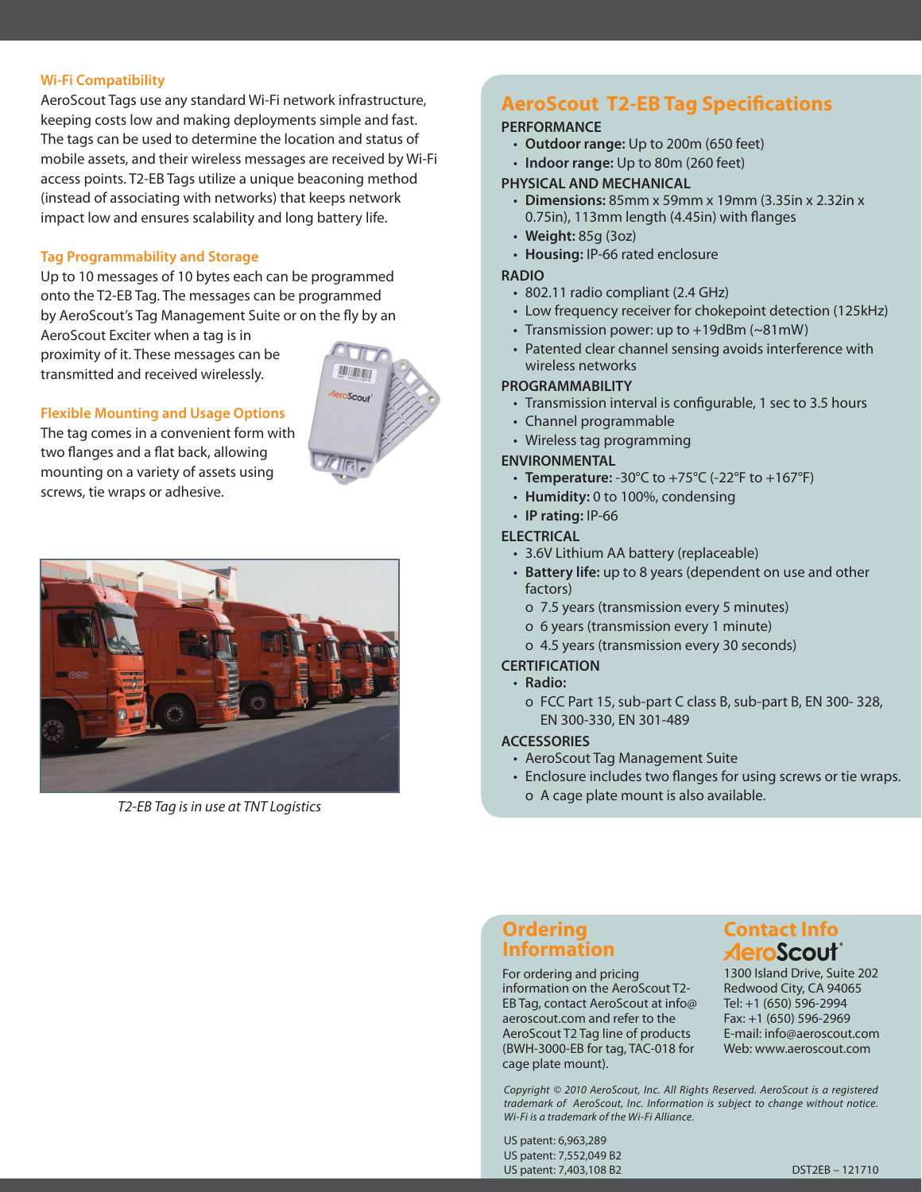## Wi-Fi Compatibility

AeroScout Tags use any standard Wi-Fi network infrastructure, keeping costs low and making deployments simple and fast. The tags can be used to determine the location and status of mobile assets, and their wireless messages are received by Wi-Fi access points. T2-EB Tags utilize a unique beaconing method (instead of associating with networks) that keeps network impact low and ensures scalability and long battery life.

## Tag Programmability and Storage

Up to 10 messages of 10 bytes each can be programmed onto the T2-EB Tag. The messages can be programmed by AeroScout's Tag Management Suite or on the fly by an AeroScout Exciter when a tag is in proximity of it. These messages can be transmitted and received wirelessly.

## Flexible Mounting and Usage Options

The tag comes in a convenient form with two flanges and a flat back, allowing mounting on a variety of assets using screws, tie wraps or adhesive.

*T2-EB Tag is in use at TNT Logistics*

## AeroScout T2-EB Tag Specifications

**PERFORMANCE**

- **Outdoor range:** Up to 200m (650 feet)
- **Indoor range:** Up to 80m (260 feet)

**PHYSICAL AND MECHANICAL**

- **Dimensions:** 85mm x 59mm x 19mm (3.35in x 2.32in x 0.75in), 113mm length (4.45in) with flanges
- **Weight:** 85g (3oz)
- **Housing:** IP-66 rated enclosure

**RADIO**

- 802.11 radio compliant (2.4 GHz)
- Low frequency receiver for chokepoint detection (125kHz)
- Transmission power: up to +19dBm (~81mW)
- Patented clear channel sensing avoids interference with wireless networks

**PROGRAMMABILITY**

- Transmission interval is configurable, 1 sec to 3.5 hours
- Channel programmable
- Wireless tag programming

**ENVIRONMENTAL**

- **Temperature:** -30°C to +75°C (-22°F to +167°F)
- **Humidity:** 0 to 100%, condensing
- **IP rating:** IP-66

**ELECTRICAL**

- 3.6V Lithium AA battery (replaceable)
- **Battery life:** up to 8 years (dependent on use and other factors)
  - 7.5 years (transmission every 5 minutes)
  - 6 years (transmission every 1 minute)
  - 4.5 years (transmission every 30 seconds)

**CERTIFICATION**

- **Radio:**
  - FCC Part 15, sub-part C class B, sub-part B, EN 300- 328, EN 300-330, EN 301-489

**ACCESSORIES**

- AeroScout Tag Management Suite
- Enclosure includes two flanges for using screws or tie wraps.
  - A cage plate mount is also available.

## Ordering Information

For ordering and pricing information on the AeroScout T2-EB Tag, contact AeroScout at info@aeroscout.com and refer to the AeroScout T2 Tag line of products (BWH-3000-EB for tag, TAC-018 for cage plate mount).

## Contact Info

AeroScout

1300 Island Drive, Suite 202
Redwood City, CA 94065
Tel: +1 (650) 596-2994
Fax: +1 (650) 596-2969
E-mail: info@aeroscout.com
Web: www.aeroscout.com

*Copyright © 2010 AeroScout, Inc. All Rights Reserved. AeroScout is a registered trademark of AeroScout, Inc. Information is subject to change without notice. Wi-Fi is a trademark of the Wi-Fi Alliance.*

US patent: 6,963,289
US patent: 7,552,049 B2
US patent: 7,403,108 B2

DST2EB – 121710